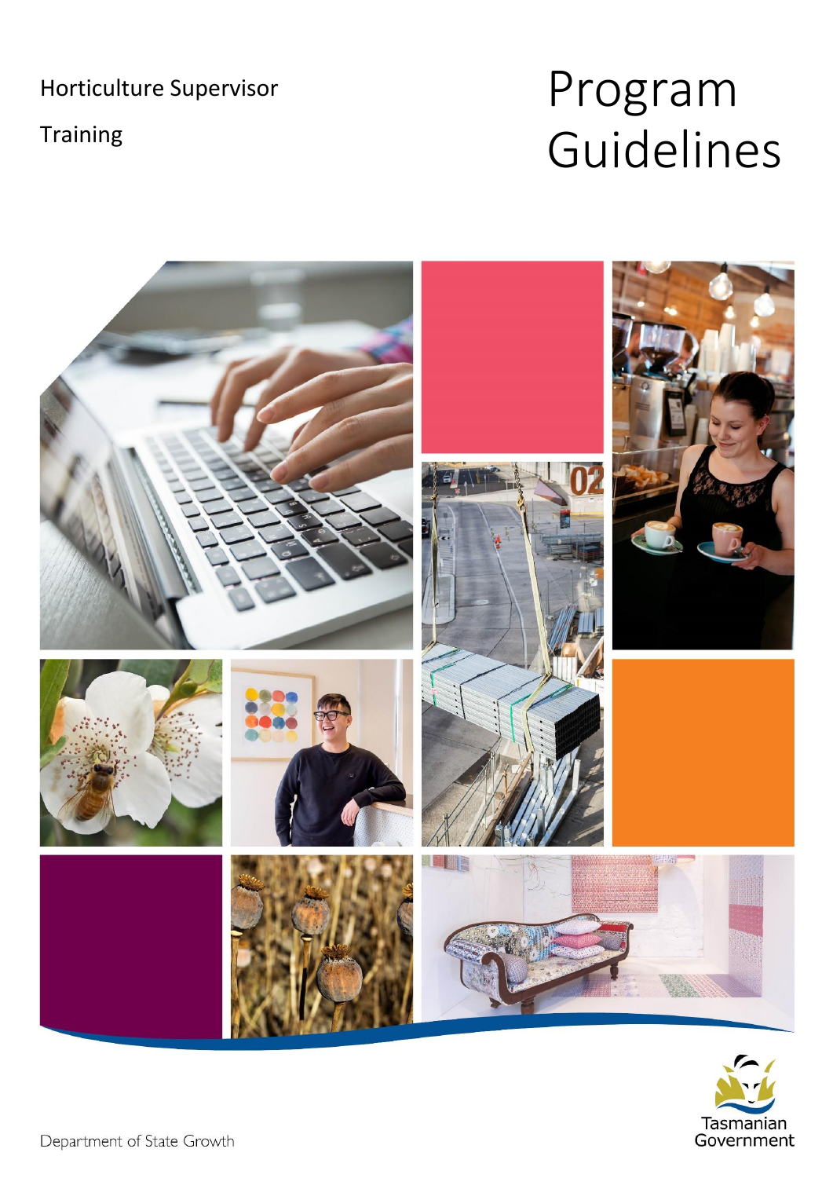Horticulture Supervisor

Training

# Program Guidelines

Department of State Growth

Tasmanian Government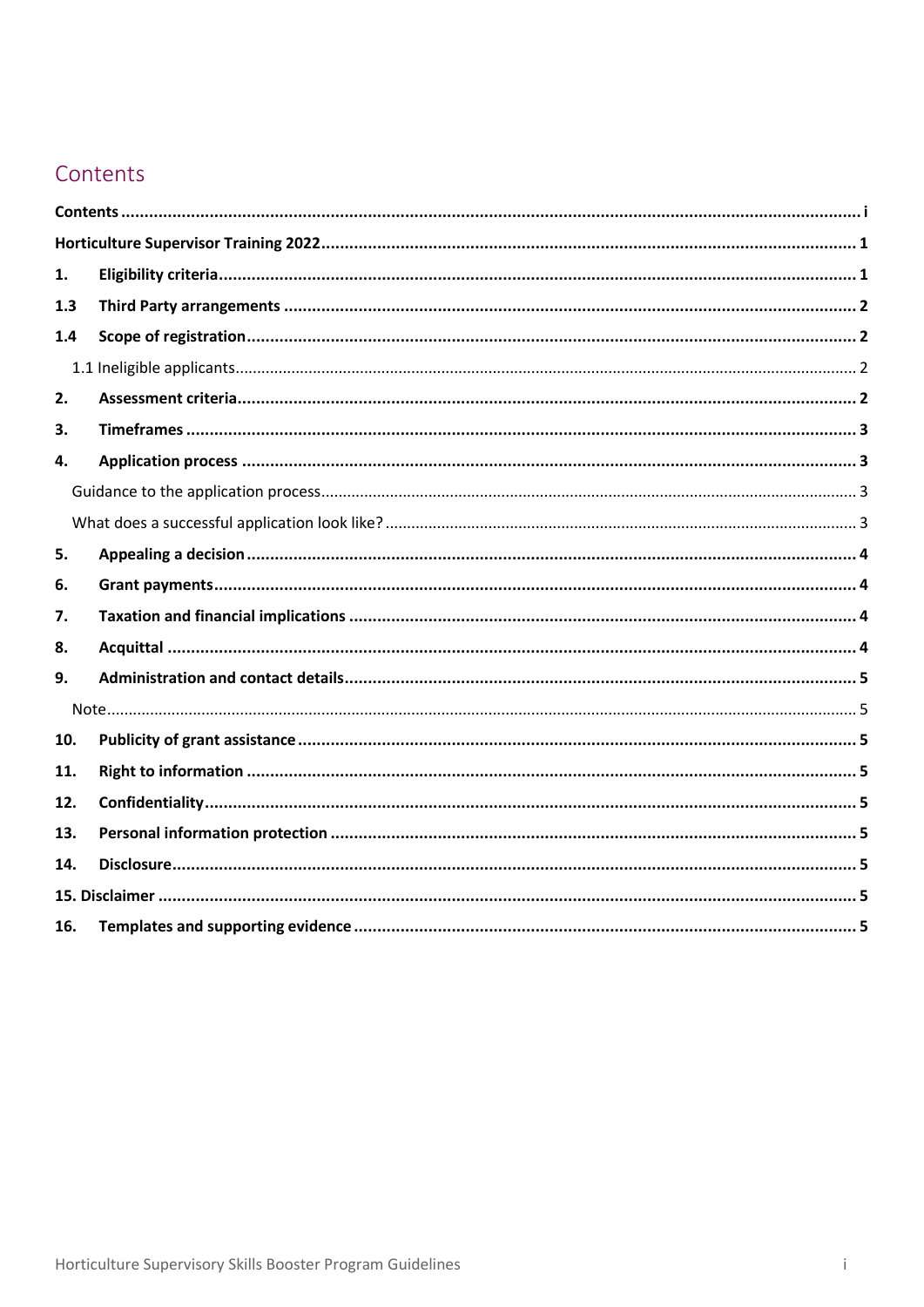# Contents

- **Contents** ..... i
- **Horticulture Supervisor Training 2022** ..... 1
- **1. Eligibility criteria** ..... 1
- **1.3 Third Party arrangements** ..... 2
- **1.4 Scope of registration** ..... 2
  - 1.1 Ineligible applicants ..... 2
- **2. Assessment criteria** ..... 2
- **3. Timeframes** ..... 3
- **4. Application process** ..... 3
  - Guidance to the application process ..... 3
  - What does a successful application look like? ..... 3
- **5. Appealing a decision** ..... 4
- **6. Grant payments** ..... 4
- **7. Taxation and financial implications** ..... 4
- **8. Acquittal** ..... 4
- **9. Administration and contact details** ..... 5
  - Note ..... 5
- **10. Publicity of grant assistance** ..... 5
- **11. Right to information** ..... 5
- **12. Confidentiality** ..... 5
- **13. Personal information protection** ..... 5
- **14. Disclosure** ..... 5
- **15. Disclaimer** ..... 5
- **16. Templates and supporting evidence** ..... 5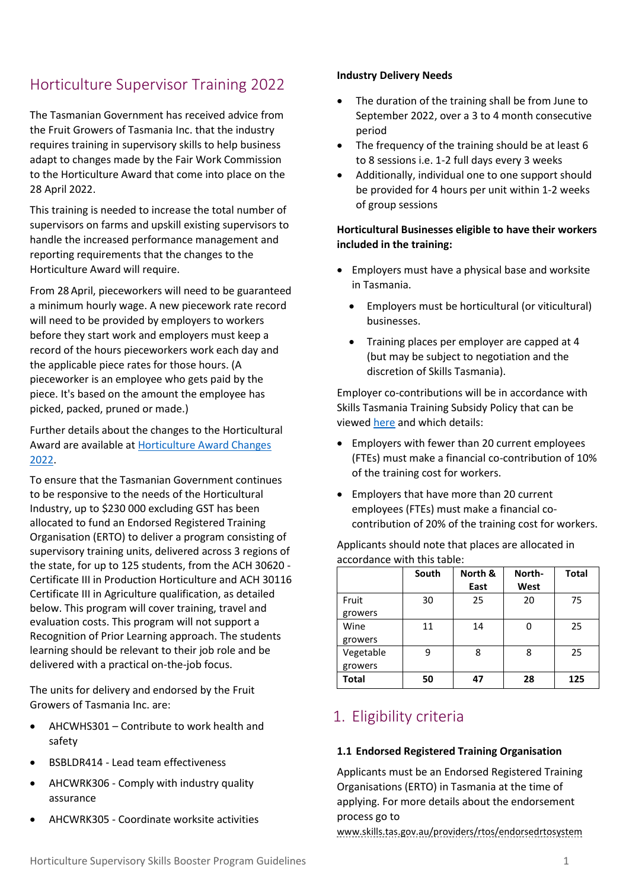# Horticulture Supervisor Training 2022

The Tasmanian Government has received advice from the Fruit Growers of Tasmania Inc. that the industry requires training in supervisory skills to help business adapt to changes made by the Fair Work Commission to the Horticulture Award that come into place on the 28 April 2022.

This training is needed to increase the total number of supervisors on farms and upskill existing supervisors to handle the increased performance management and reporting requirements that the changes to the Horticulture Award will require.

From 28 April, pieceworkers will need to be guaranteed a minimum hourly wage. A new piecework rate record will need to be provided by employers to workers before they start work and employers must keep a record of the hours pieceworkers work each day and the applicable piece rates for those hours. (A pieceworker is an employee who gets paid by the piece. It's based on the amount the employee has picked, packed, pruned or made.)

Further details about the changes to the Horticultural Award are available at [Horticulture Award Changes 2022](Horticulture Award Changes 2022).

To ensure that the Tasmanian Government continues to be responsive to the needs of the Horticultural Industry, up to $230 000 excluding GST has been allocated to fund an Endorsed Registered Training Organisation (ERTO) to deliver a program consisting of supervisory training units, delivered across 3 regions of the state, for up to 125 students, from the ACH 30620 - Certificate III in Production Horticulture and ACH 30116 Certificate III in Agriculture qualification, as detailed below. This program will cover training, travel and evaluation costs. This program will not support a Recognition of Prior Learning approach. The students learning should be relevant to their job role and be delivered with a practical on-the-job focus.

The units for delivery and endorsed by the Fruit Growers of Tasmania Inc. are:

- AHCWHS301 – Contribute to work health and safety
- BSBLDR414 - Lead team effectiveness
- AHCWRK306 - Comply with industry quality assurance
- AHCWRK305 - Coordinate worksite activities

**Industry Delivery Needs**

- The duration of the training shall be from June to September 2022, over a 3 to 4 month consecutive period
- The frequency of the training should be at least 6 to 8 sessions i.e. 1-2 full days every 3 weeks
- Additionally, individual one to one support should be provided for 4 hours per unit within 1-2 weeks of group sessions

**Horticultural Businesses eligible to have their workers included in the training:**

- Employers must have a physical base and worksite in Tasmania.
    - Employers must be horticultural (or viticultural) businesses.
    - Training places per employer are capped at 4 (but may be subject to negotiation and the discretion of Skills Tasmania).

Employer co-contributions will be in accordance with Skills Tasmania Training Subsidy Policy that can be viewed [here](here) and which details:

- Employers with fewer than 20 current employees (FTEs) must make a financial co-contribution of 10% of the training cost for workers.
- Employers that have more than 20 current employees (FTEs) must make a financial co-contribution of 20% of the training cost for workers.

Applicants should note that places are allocated in accordance with this table:

| | South | North & East | North-West | Total |
|---|---|---|---|---|
| Fruit growers | 30 | 25 | 20 | 75 |
| Wine growers | 11 | 14 | 0 | 25 |
| Vegetable growers | 9 | 8 | 8 | 25 |
| **Total** | **50** | **47** | **28** | **125** |

## 1. Eligibility criteria

### 1.1 Endorsed Registered Training Organisation

Applicants must be an Endorsed Registered Training Organisations (ERTO) in Tasmania at the time of applying. For more details about the endorsement process go to www.skills.tas.gov.au/providers/rtos/endorsedrtosystem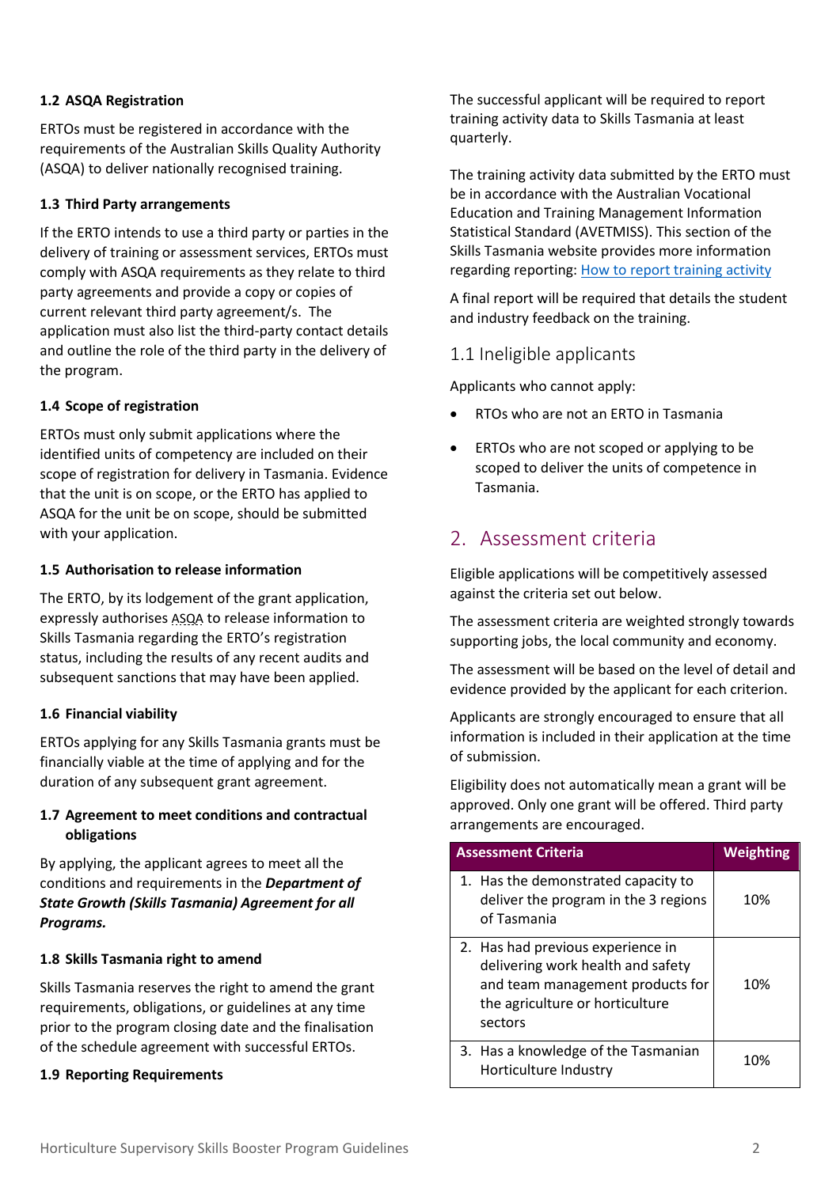### 1.2 ASQA Registration

ERTOs must be registered in accordance with the requirements of the Australian Skills Quality Authority (ASQA) to deliver nationally recognised training.

### 1.3 Third Party arrangements

If the ERTO intends to use a third party or parties in the delivery of training or assessment services, ERTOs must comply with ASQA requirements as they relate to third party agreements and provide a copy or copies of current relevant third party agreement/s. The application must also list the third-party contact details and outline the role of the third party in the delivery of the program.

### 1.4 Scope of registration

ERTOs must only submit applications where the identified units of competency are included on their scope of registration for delivery in Tasmania. Evidence that the unit is on scope, or the ERTO has applied to ASQA for the unit be on scope, should be submitted with your application.

### 1.5 Authorisation to release information

The ERTO, by its lodgement of the grant application, expressly authorises ASQA to release information to Skills Tasmania regarding the ERTO's registration status, including the results of any recent audits and subsequent sanctions that may have been applied.

### 1.6 Financial viability

ERTOs applying for any Skills Tasmania grants must be financially viable at the time of applying and for the duration of any subsequent grant agreement.

### 1.7 Agreement to meet conditions and contractual obligations

By applying, the applicant agrees to meet all the conditions and requirements in the ***Department of State Growth (Skills Tasmania) Agreement for all Programs.***

### 1.8 Skills Tasmania right to amend

Skills Tasmania reserves the right to amend the grant requirements, obligations, or guidelines at any time prior to the program closing date and the finalisation of the schedule agreement with successful ERTOs.

### 1.9 Reporting Requirements

The successful applicant will be required to report training activity data to Skills Tasmania at least quarterly.

The training activity data submitted by the ERTO must be in accordance with the Australian Vocational Education and Training Management Information Statistical Standard (AVETMISS). This section of the Skills Tasmania website provides more information regarding reporting: How to report training activity

A final report will be required that details the student and industry feedback on the training.

## 1.1 Ineligible applicants

Applicants who cannot apply:

- RTOs who are not an ERTO in Tasmania
- ERTOs who are not scoped or applying to be scoped to deliver the units of competence in Tasmania.

## 2. Assessment criteria

Eligible applications will be competitively assessed against the criteria set out below.

The assessment criteria are weighted strongly towards supporting jobs, the local community and economy.

The assessment will be based on the level of detail and evidence provided by the applicant for each criterion.

Applicants are strongly encouraged to ensure that all information is included in their application at the time of submission.

Eligibility does not automatically mean a grant will be approved. Only one grant will be offered. Third party arrangements are encouraged.

| Assessment Criteria | Weighting |
|---|---|
| 1. Has the demonstrated capacity to deliver the program in the 3 regions of Tasmania | 10% |
| 2. Has had previous experience in delivering work health and safety and team management products for the agriculture or horticulture sectors | 10% |
| 3. Has a knowledge of the Tasmanian Horticulture Industry | 10% |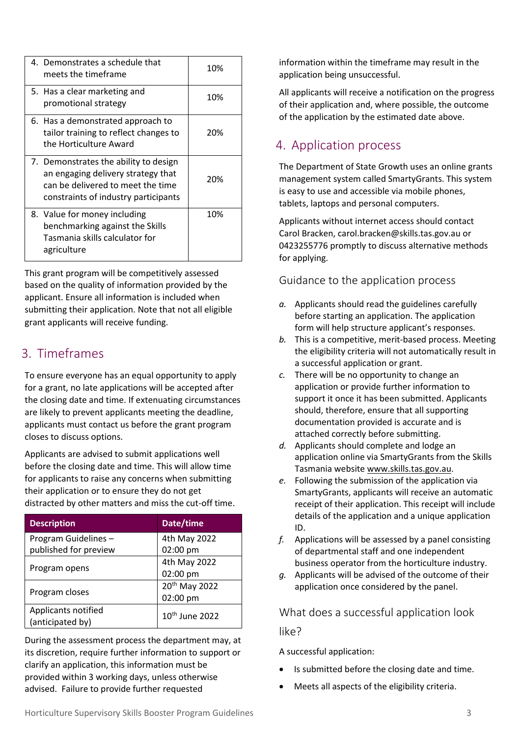| 4. Demonstrates a schedule that meets the timeframe | 10% |
| --- | --- |
| 5. Has a clear marketing and promotional strategy | 10% |
| 6. Has a demonstrated approach to tailor training to reflect changes to the Horticulture Award | 20% |
| 7. Demonstrates the ability to design an engaging delivery strategy that can be delivered to meet the time constraints of industry participants | 20% |
| 8. Value for money including benchmarking against the Skills Tasmania skills calculator for agriculture | 10% |

This grant program will be competitively assessed based on the quality of information provided by the applicant. Ensure all information is included when submitting their application. Note that not all eligible grant applicants will receive funding.

## 3. Timeframes

To ensure everyone has an equal opportunity to apply for a grant, no late applications will be accepted after the closing date and time. If extenuating circumstances are likely to prevent applicants meeting the deadline, applicants must contact us before the grant program closes to discuss options.

Applicants are advised to submit applications well before the closing date and time. This will allow time for applicants to raise any concerns when submitting their application or to ensure they do not get distracted by other matters and miss the cut-off time.

| Description | Date/time |
| --- | --- |
| Program Guidelines – published for preview | 4th May 2022 02:00 pm |
| Program opens | 4th May 2022 02:00 pm |
| Program closes | 20th May 2022 02:00 pm |
| Applicants notified (anticipated by) | 10th June 2022 |

During the assessment process the department may, at its discretion, require further information to support or clarify an application, this information must be provided within 3 working days, unless otherwise advised. Failure to provide further requested information within the timeframe may result in the application being unsuccessful.

All applicants will receive a notification on the progress of their application and, where possible, the outcome of the application by the estimated date above.

## 4. Application process

The Department of State Growth uses an online grants management system called SmartyGrants. This system is easy to use and accessible via mobile phones, tablets, laptops and personal computers.

Applicants without internet access should contact Carol Bracken, carol.bracken@skills.tas.gov.au or 0423255776 promptly to discuss alternative methods for applying.

### Guidance to the application process

*a.* Applicants should read the guidelines carefully before starting an application. The application form will help structure applicant's responses.

*b.* This is a competitive, merit-based process. Meeting the eligibility criteria will not automatically result in a successful application or grant.

*c.* There will be no opportunity to change an application or provide further information to support it once it has been submitted. Applicants should, therefore, ensure that all supporting documentation provided is accurate and is attached correctly before submitting.

*d.* Applicants should complete and lodge an application online via SmartyGrants from the Skills Tasmania website www.skills.tas.gov.au.

*e.* Following the submission of the application via SmartyGrants, applicants will receive an automatic receipt of their application. This receipt will include details of the application and a unique application ID.

*f.* Applications will be assessed by a panel consisting of departmental staff and one independent business operator from the horticulture industry.

*g.* Applicants will be advised of the outcome of their application once considered by the panel.

### What does a successful application look like?

A successful application:

- Is submitted before the closing date and time.
- Meets all aspects of the eligibility criteria.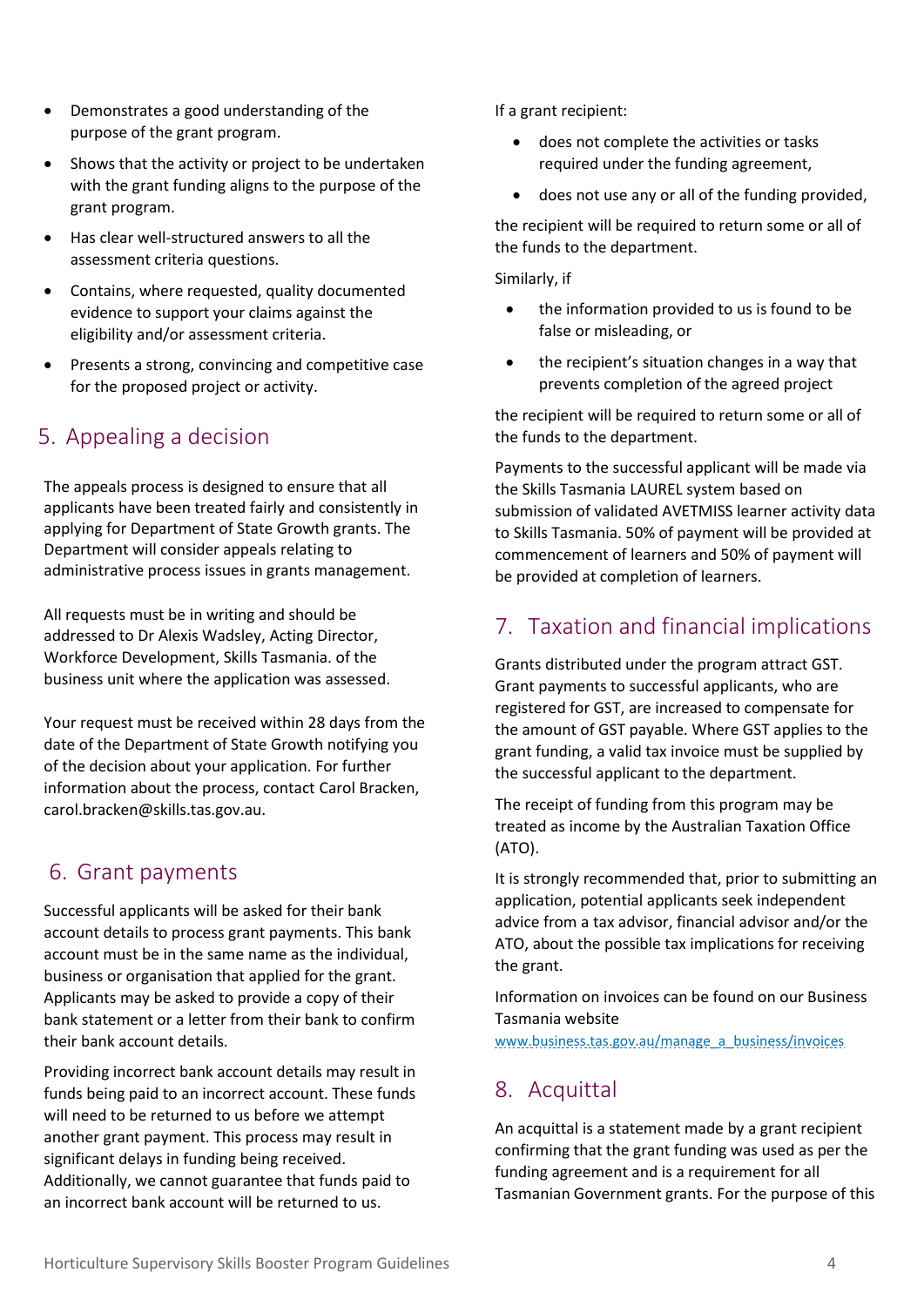- Demonstrates a good understanding of the purpose of the grant program.
- Shows that the activity or project to be undertaken with the grant funding aligns to the purpose of the grant program.
- Has clear well-structured answers to all the assessment criteria questions.
- Contains, where requested, quality documented evidence to support your claims against the eligibility and/or assessment criteria.
- Presents a strong, convincing and competitive case for the proposed project or activity.

## 5. Appealing a decision

The appeals process is designed to ensure that all applicants have been treated fairly and consistently in applying for Department of State Growth grants. The Department will consider appeals relating to administrative process issues in grants management.

All requests must be in writing and should be addressed to Dr Alexis Wadsley, Acting Director, Workforce Development, Skills Tasmania. of the business unit where the application was assessed.

Your request must be received within 28 days from the date of the Department of State Growth notifying you of the decision about your application. For further information about the process, contact Carol Bracken, carol.bracken@skills.tas.gov.au.

## 6. Grant payments

Successful applicants will be asked for their bank account details to process grant payments. This bank account must be in the same name as the individual, business or organisation that applied for the grant. Applicants may be asked to provide a copy of their bank statement or a letter from their bank to confirm their bank account details.

Providing incorrect bank account details may result in funds being paid to an incorrect account. These funds will need to be returned to us before we attempt another grant payment. This process may result in significant delays in funding being received. Additionally, we cannot guarantee that funds paid to an incorrect bank account will be returned to us.

If a grant recipient:

- does not complete the activities or tasks required under the funding agreement,
- does not use any or all of the funding provided,

the recipient will be required to return some or all of the funds to the department.

Similarly, if

- the information provided to us is found to be false or misleading, or
- the recipient's situation changes in a way that prevents completion of the agreed project

the recipient will be required to return some or all of the funds to the department.

Payments to the successful applicant will be made via the Skills Tasmania LAUREL system based on submission of validated AVETMISS learner activity data to Skills Tasmania. 50% of payment will be provided at commencement of learners and 50% of payment will be provided at completion of learners.

## 7. Taxation and financial implications

Grants distributed under the program attract GST. Grant payments to successful applicants, who are registered for GST, are increased to compensate for the amount of GST payable. Where GST applies to the grant funding, a valid tax invoice must be supplied by the successful applicant to the department.

The receipt of funding from this program may be treated as income by the Australian Taxation Office (ATO).

It is strongly recommended that, prior to submitting an application, potential applicants seek independent advice from a tax advisor, financial advisor and/or the ATO, about the possible tax implications for receiving the grant.

Information on invoices can be found on our Business Tasmania website
www.business.tas.gov.au/manage_a_business/invoices

## 8. Acquittal

An acquittal is a statement made by a grant recipient confirming that the grant funding was used as per the funding agreement and is a requirement for all Tasmanian Government grants. For the purpose of this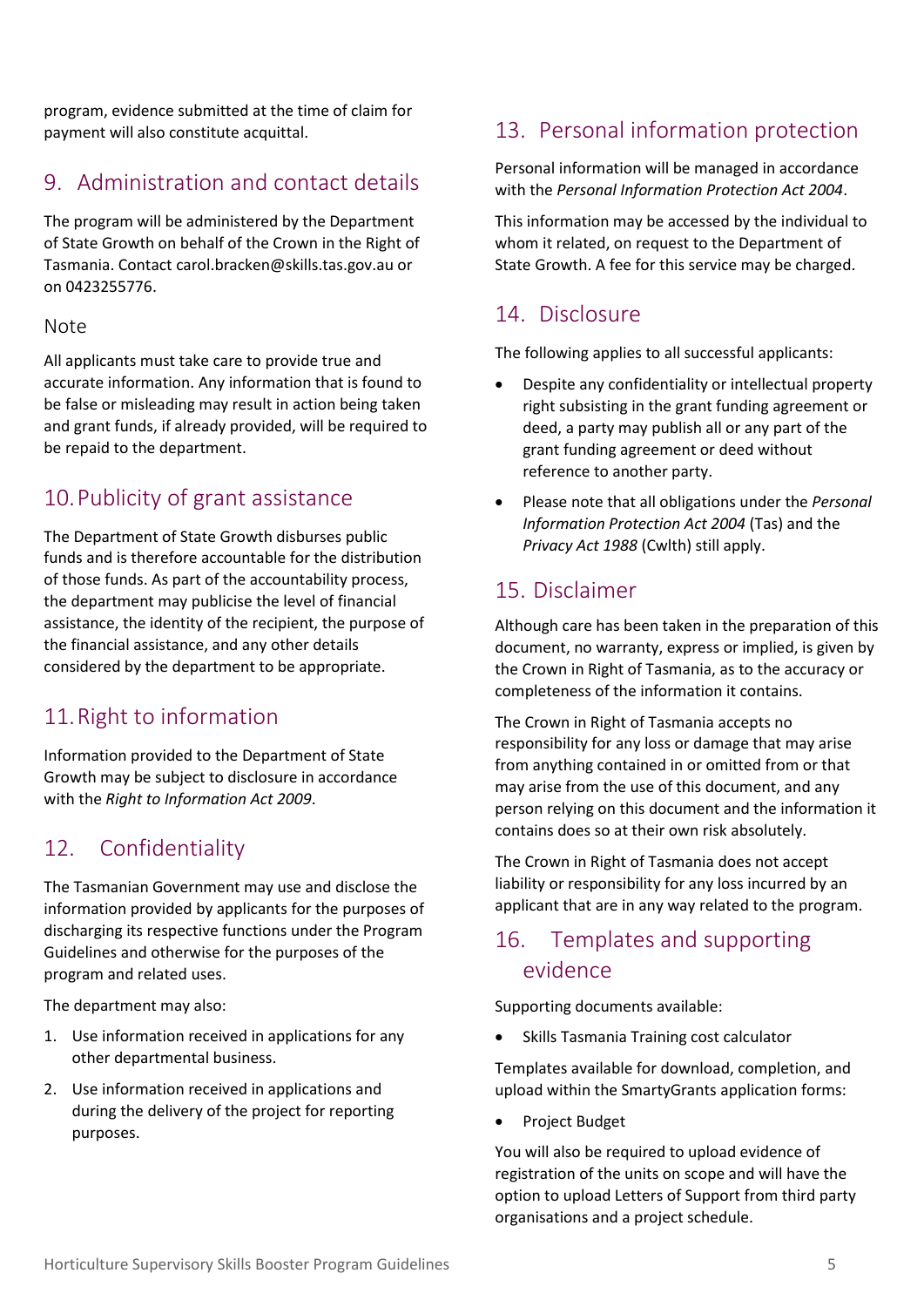program, evidence submitted at the time of claim for payment will also constitute acquittal.

## 9. Administration and contact details

The program will be administered by the Department of State Growth on behalf of the Crown in the Right of Tasmania. Contact carol.bracken@skills.tas.gov.au or on 0423255776.

### Note

All applicants must take care to provide true and accurate information. Any information that is found to be false or misleading may result in action being taken and grant funds, if already provided, will be required to be repaid to the department.

## 10. Publicity of grant assistance

The Department of State Growth disburses public funds and is therefore accountable for the distribution of those funds. As part of the accountability process, the department may publicise the level of financial assistance, the identity of the recipient, the purpose of the financial assistance, and any other details considered by the department to be appropriate.

## 11. Right to information

Information provided to the Department of State Growth may be subject to disclosure in accordance with the *Right to Information Act 2009*.

## 12. Confidentiality

The Tasmanian Government may use and disclose the information provided by applicants for the purposes of discharging its respective functions under the Program Guidelines and otherwise for the purposes of the program and related uses.

The department may also:

1. Use information received in applications for any other departmental business.
2. Use information received in applications and during the delivery of the project for reporting purposes.

## 13. Personal information protection

Personal information will be managed in accordance with the *Personal Information Protection Act 2004*.

This information may be accessed by the individual to whom it related, on request to the Department of State Growth. A fee for this service may be charged.

## 14. Disclosure

The following applies to all successful applicants:

- Despite any confidentiality or intellectual property right subsisting in the grant funding agreement or deed, a party may publish all or any part of the grant funding agreement or deed without reference to another party.
- Please note that all obligations under the *Personal Information Protection Act 2004* (Tas) and the *Privacy Act 1988* (Cwlth) still apply.

## 15. Disclaimer

Although care has been taken in the preparation of this document, no warranty, express or implied, is given by the Crown in Right of Tasmania, as to the accuracy or completeness of the information it contains.

The Crown in Right of Tasmania accepts no responsibility for any loss or damage that may arise from anything contained in or omitted from or that may arise from the use of this document, and any person relying on this document and the information it contains does so at their own risk absolutely.

The Crown in Right of Tasmania does not accept liability or responsibility for any loss incurred by an applicant that are in any way related to the program.

## 16. Templates and supporting evidence

Supporting documents available:

- Skills Tasmania Training cost calculator

Templates available for download, completion, and upload within the SmartyGrants application forms:

- Project Budget

You will also be required to upload evidence of registration of the units on scope and will have the option to upload Letters of Support from third party organisations and a project schedule.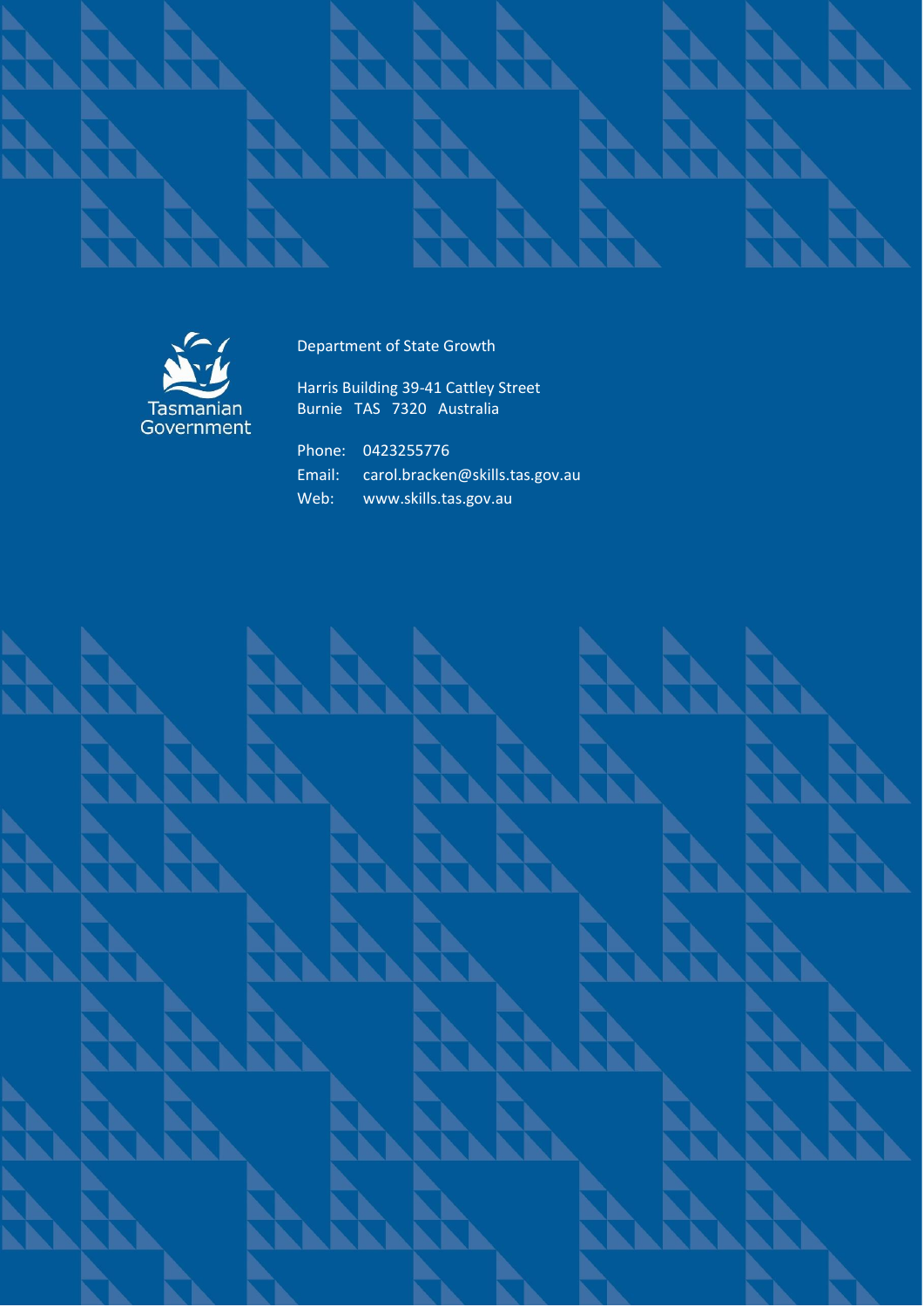Tasmanian Government

Department of State Growth

Harris Building 39-41 Cattley Street
Burnie TAS 7320 Australia

Phone: 0423255776
Email: carol.bracken@skills.tas.gov.au
Web: www.skills.tas.gov.au